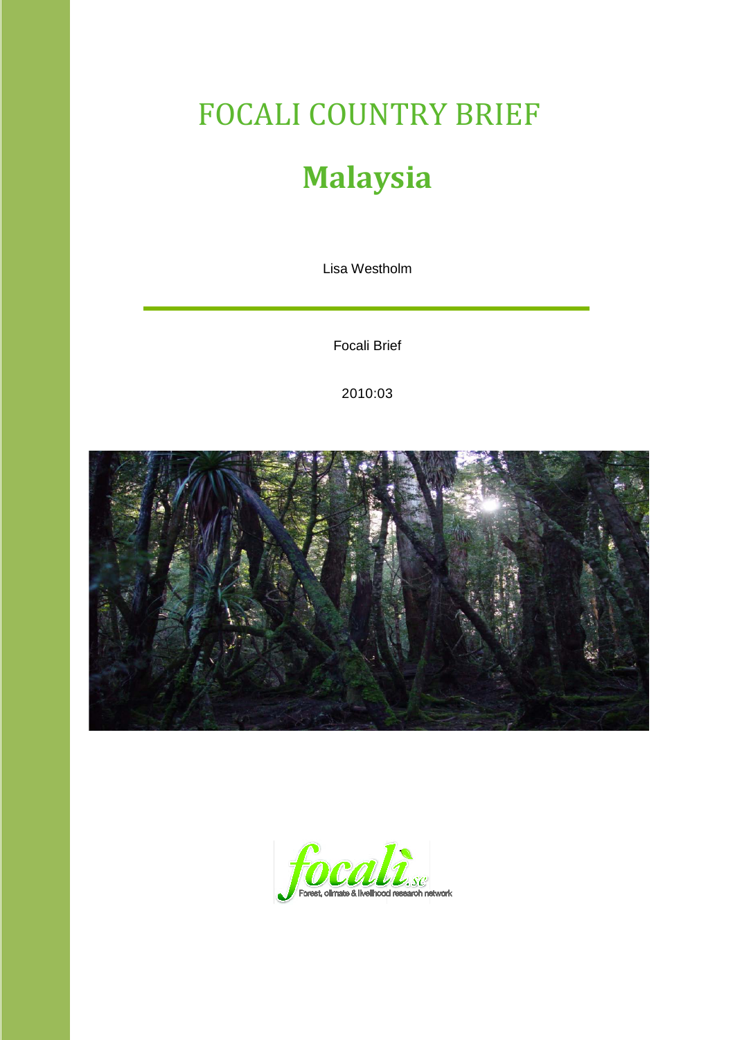# FOCALI COUNTRY BRIEF

# **Malaysia**

Lisa Westholm

Focali Brief

2010:03

focali.se

Forest, climate & livelihood research network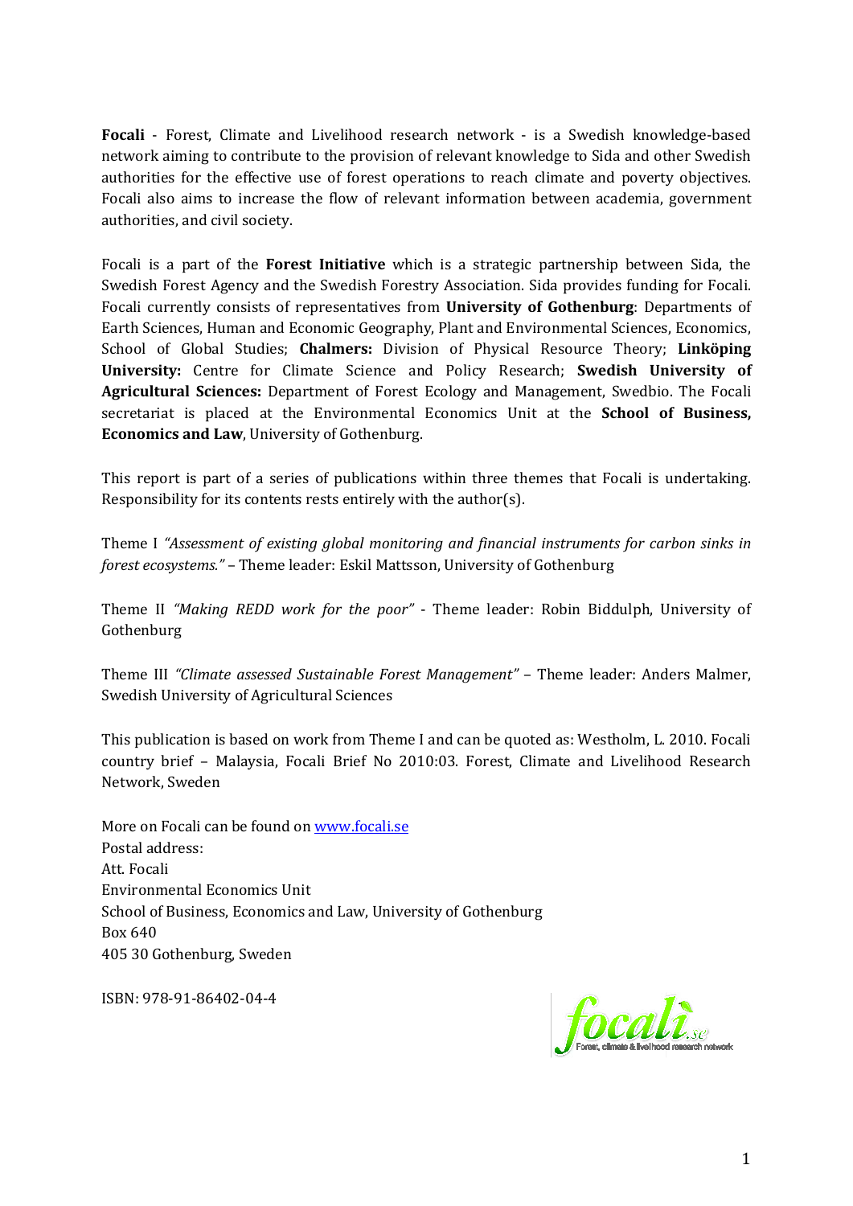**Focali** - Forest, Climate and Livelihood research network - is a Swedish knowledge-based network aiming to contribute to the provision of relevant knowledge to Sida and other Swedish authorities for the effective use of forest operations to reach climate and poverty objectives. Focali also aims to increase the flow of relevant information between academia, government authorities, and civil society.

Focali is a part of the **Forest Initiative** which is a strategic partnership between Sida, the Swedish Forest Agency and the Swedish Forestry Association. Sida provides funding for Focali. Focali currently consists of representatives from **University of Gothenburg**: Departments of Earth Sciences, Human and Economic Geography, Plant and Environmental Sciences, Economics, School of Global Studies; **Chalmers:** Division of Physical Resource Theory; **Linköping University:** Centre for Climate Science and Policy Research; **Swedish University of Agricultural Sciences:** Department of Forest Ecology and Management, Swedbio. The Focali secretariat is placed at the Environmental Economics Unit at the **School of Business, Economics and Law**, University of Gothenburg.

This report is part of a series of publications within three themes that Focali is undertaking. Responsibility for its contents rests entirely with the author(s).

Theme I *"Assessment of existing global monitoring and financial instruments for carbon sinks in forest ecosystems."* – Theme leader: Eskil Mattsson, University of Gothenburg

Theme II *"Making REDD work for the poor"* - Theme leader: Robin Biddulph, University of Gothenburg

Theme III *"Climate assessed Sustainable Forest Management"* – Theme leader: Anders Malmer, Swedish University of Agricultural Sciences

This publication is based on work from Theme I and can be quoted as: Westholm, L. 2010. Focali country brief – Malaysia, Focali Brief No 2010:03. Forest, Climate and Livelihood Research Network, Sweden

More on Focali can be found on [www.focali.se](www.focali.se)
Postal address:
Att. Focali
Environmental Economics Unit
School of Business, Economics and Law, University of Gothenburg
Box 640
405 30 Gothenburg, Sweden

ISBN: 978-91-86402-04-4

focali.se
Forest, climate & livelihood research network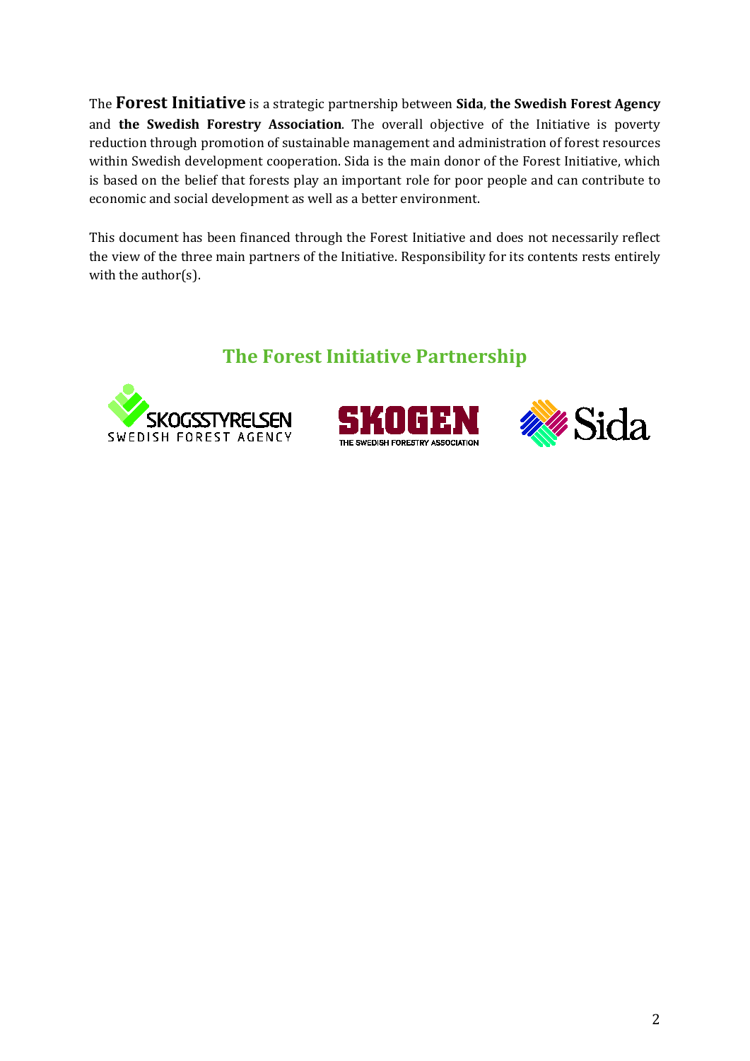The **Forest Initiative** is a strategic partnership between **Sida**, **the Swedish Forest Agency** and **the Swedish Forestry Association**. The overall objective of the Initiative is poverty reduction through promotion of sustainable management and administration of forest resources within Swedish development cooperation. Sida is the main donor of the Forest Initiative, which is based on the belief that forests play an important role for poor people and can contribute to economic and social development as well as a better environment.

This document has been financed through the Forest Initiative and does not necessarily reflect the view of the three main partners of the Initiative. Responsibility for its contents rests entirely with the author(s).

## The Forest Initiative Partnership

SKOGSSTYRELSEN SWEDISH FOREST AGENCY

SKOGEN THE SWEDISH FORESTRY ASSOCIATION

Sida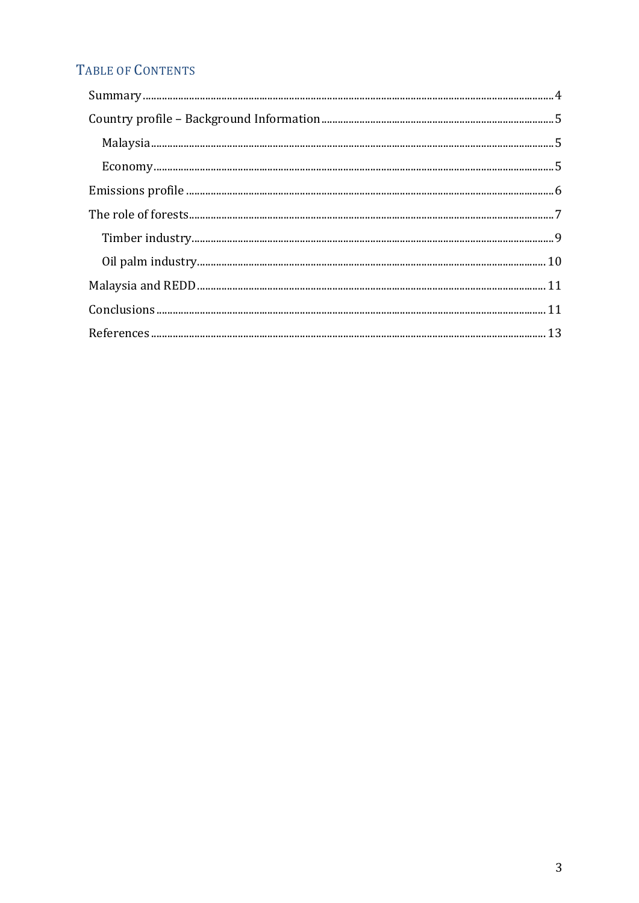## Table of Contents

- Summary ..... 4
- Country profile – Background Information ..... 5
  - Malaysia ..... 5
  - Economy ..... 5
- Emissions profile ..... 6
- The role of forests ..... 7
  - Timber industry ..... 9
  - Oil palm industry ..... 10
- Malaysia and REDD ..... 11
- Conclusions ..... 11
- References ..... 13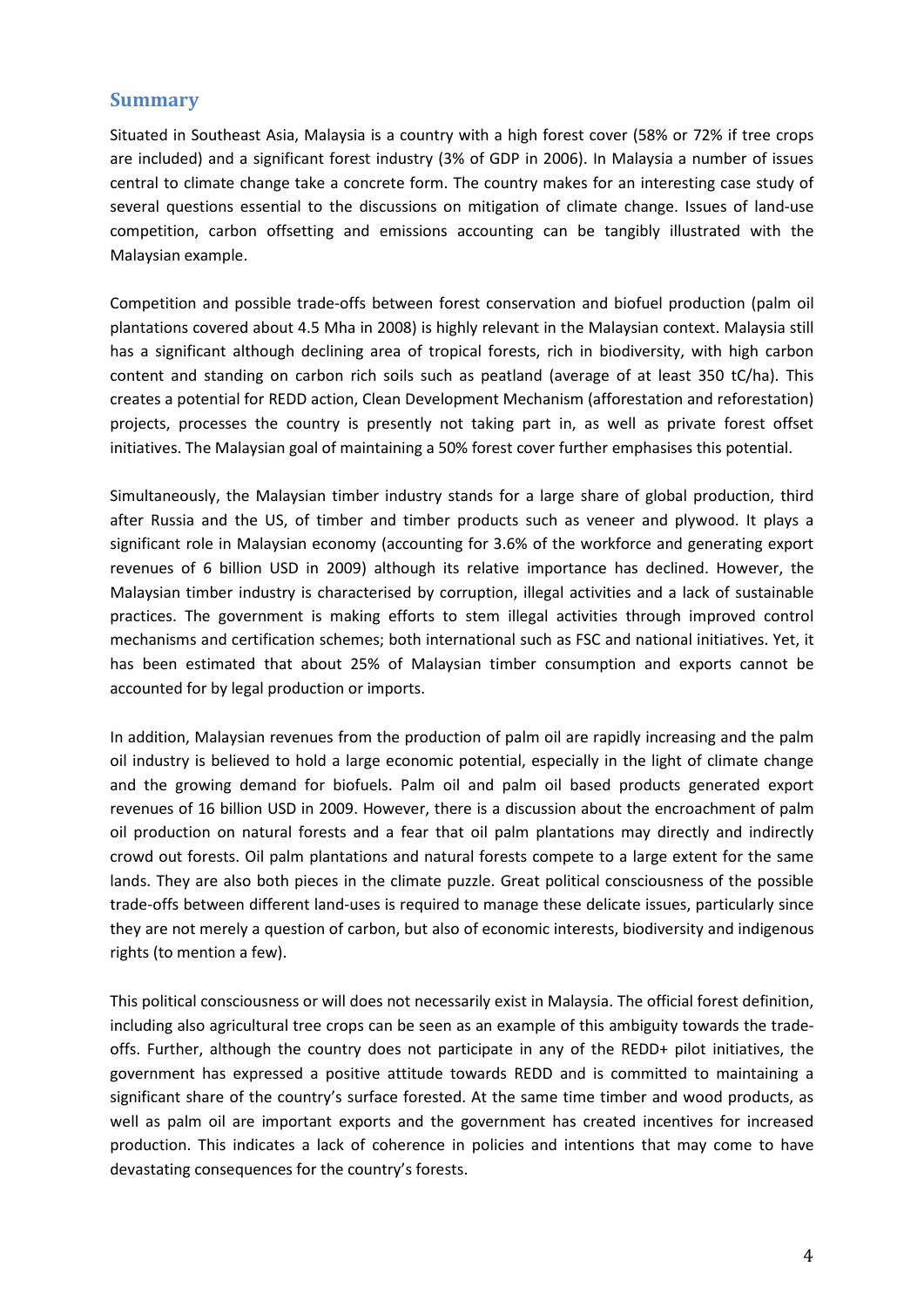## Summary

Situated in Southeast Asia, Malaysia is a country with a high forest cover (58% or 72% if tree crops are included) and a significant forest industry (3% of GDP in 2006). In Malaysia a number of issues central to climate change take a concrete form. The country makes for an interesting case study of several questions essential to the discussions on mitigation of climate change. Issues of land-use competition, carbon offsetting and emissions accounting can be tangibly illustrated with the Malaysian example.

Competition and possible trade-offs between forest conservation and biofuel production (palm oil plantations covered about 4.5 Mha in 2008) is highly relevant in the Malaysian context. Malaysia still has a significant although declining area of tropical forests, rich in biodiversity, with high carbon content and standing on carbon rich soils such as peatland (average of at least 350 tC/ha). This creates a potential for REDD action, Clean Development Mechanism (afforestation and reforestation) projects, processes the country is presently not taking part in, as well as private forest offset initiatives. The Malaysian goal of maintaining a 50% forest cover further emphasises this potential.

Simultaneously, the Malaysian timber industry stands for a large share of global production, third after Russia and the US, of timber and timber products such as veneer and plywood. It plays a significant role in Malaysian economy (accounting for 3.6% of the workforce and generating export revenues of 6 billion USD in 2009) although its relative importance has declined. However, the Malaysian timber industry is characterised by corruption, illegal activities and a lack of sustainable practices. The government is making efforts to stem illegal activities through improved control mechanisms and certification schemes; both international such as FSC and national initiatives. Yet, it has been estimated that about 25% of Malaysian timber consumption and exports cannot be accounted for by legal production or imports.

In addition, Malaysian revenues from the production of palm oil are rapidly increasing and the palm oil industry is believed to hold a large economic potential, especially in the light of climate change and the growing demand for biofuels. Palm oil and palm oil based products generated export revenues of 16 billion USD in 2009. However, there is a discussion about the encroachment of palm oil production on natural forests and a fear that oil palm plantations may directly and indirectly crowd out forests. Oil palm plantations and natural forests compete to a large extent for the same lands. They are also both pieces in the climate puzzle. Great political consciousness of the possible trade-offs between different land-uses is required to manage these delicate issues, particularly since they are not merely a question of carbon, but also of economic interests, biodiversity and indigenous rights (to mention a few).

This political consciousness or will does not necessarily exist in Malaysia. The official forest definition, including also agricultural tree crops can be seen as an example of this ambiguity towards the trade-offs. Further, although the country does not participate in any of the REDD+ pilot initiatives, the government has expressed a positive attitude towards REDD and is committed to maintaining a significant share of the country's surface forested. At the same time timber and wood products, as well as palm oil are important exports and the government has created incentives for increased production. This indicates a lack of coherence in policies and intentions that may come to have devastating consequences for the country's forests.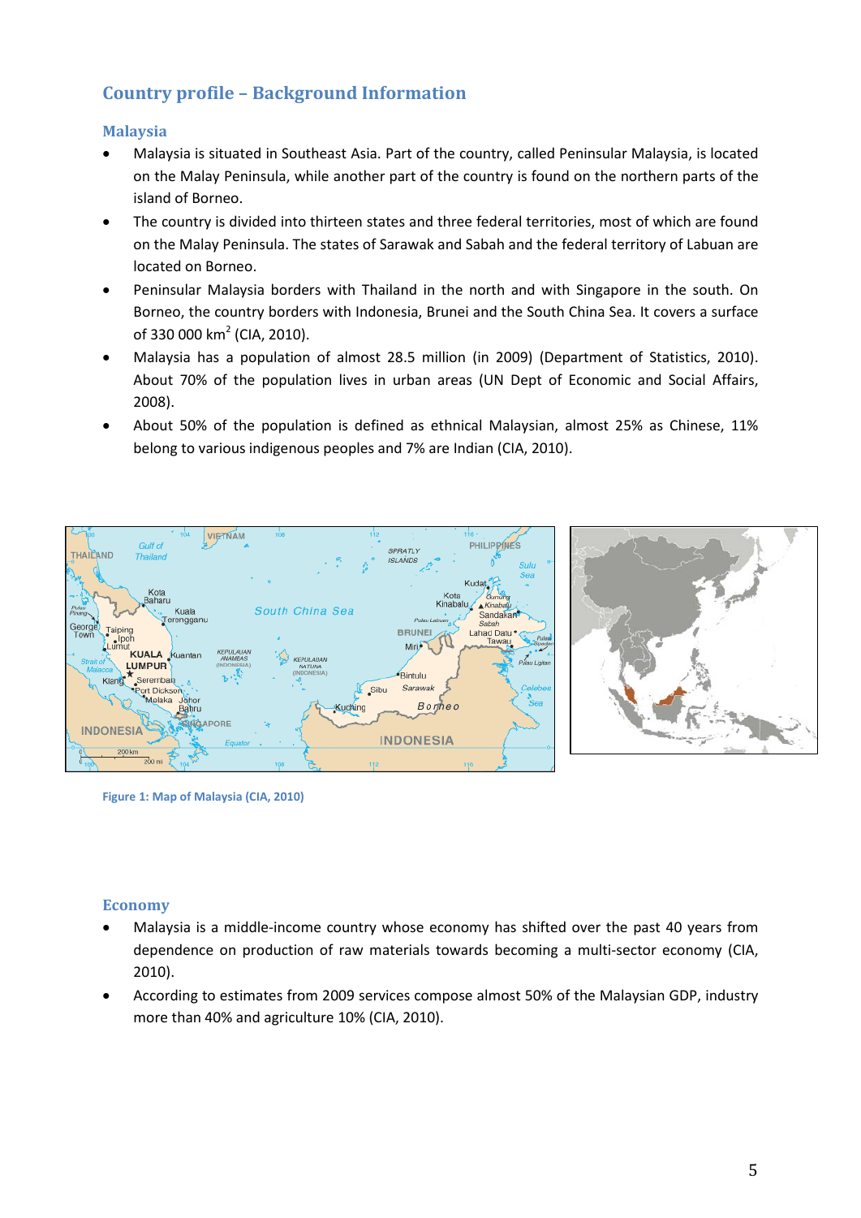## Country profile – Background Information

### Malaysia

- Malaysia is situated in Southeast Asia. Part of the country, called Peninsular Malaysia, is located on the Malay Peninsula, while another part of the country is found on the northern parts of the island of Borneo.
- The country is divided into thirteen states and three federal territories, most of which are found on the Malay Peninsula. The states of Sarawak and Sabah and the federal territory of Labuan are located on Borneo.
- Peninsular Malaysia borders with Thailand in the north and with Singapore in the south. On Borneo, the country borders with Indonesia, Brunei and the South China Sea. It covers a surface of 330 000 km$^2$ (CIA, 2010).
- Malaysia has a population of almost 28.5 million (in 2009) (Department of Statistics, 2010). About 70% of the population lives in urban areas (UN Dept of Economic and Social Affairs, 2008).
- About 50% of the population is defined as ethnical Malaysian, almost 25% as Chinese, 11% belong to various indigenous peoples and 7% are Indian (CIA, 2010).

Figure 1: Map of Malaysia (CIA, 2010)

### Economy

- Malaysia is a middle-income country whose economy has shifted over the past 40 years from dependence on production of raw materials towards becoming a multi-sector economy (CIA, 2010).
- According to estimates from 2009 services compose almost 50% of the Malaysian GDP, industry more than 40% and agriculture 10% (CIA, 2010).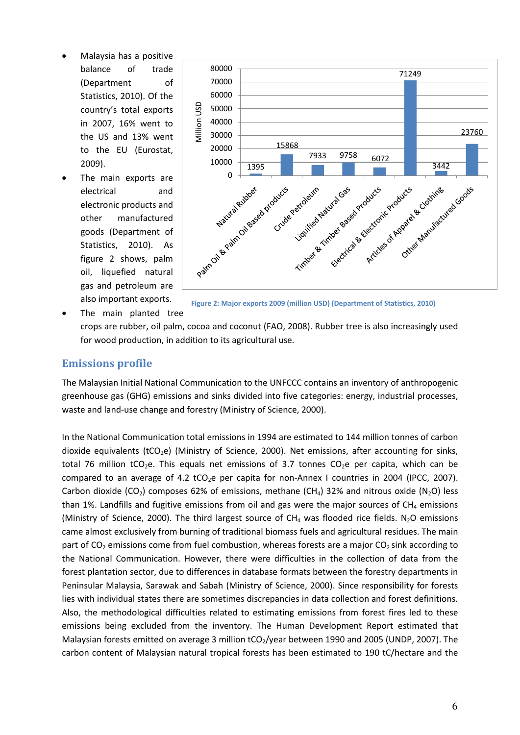- Malaysia has a positive balance of trade (Department of Statistics, 2010). Of the country's total exports in 2007, 16% went to the US and 13% went to the EU (Eurostat, 2009).
- The main exports are electrical and electronic products and other manufactured goods (Department of Statistics, 2010). As figure 2 shows, palm oil, liquefied natural gas and petroleum are also important exports.

| Export | Million USD |
|---|---|
| Natural Rubber | 1395 |
| Palm Oil & Palm Oil Based products | 15868 |
| Crude Petroleum | 7933 |
| Liquified Natural Gas | 9758 |
| Timber & Timber Based Products | 6072 |
| Electrical & Electronic Products | 71249 |
| Articles of Apparel & Clothing | 3442 |
| Other Manufactured Goods | 23760 |

Figure 2: Major exports 2009 (million USD) (Department of Statistics, 2010)

- The main planted tree crops are rubber, oil palm, cocoa and coconut (FAO, 2008). Rubber tree is also increasingly used for wood production, in addition to its agricultural use.

## Emissions profile

The Malaysian Initial National Communication to the UNFCCC contains an inventory of anthropogenic greenhouse gas (GHG) emissions and sinks divided into five categories: energy, industrial processes, waste and land-use change and forestry (Ministry of Science, 2000).

In the National Communication total emissions in 1994 are estimated to 144 million tonnes of carbon dioxide equivalents ($tCO_2e$) (Ministry of Science, 2000). Net emissions, after accounting for sinks, total 76 million $tCO_2e$. This equals net emissions of 3.7 tonnes $CO_2e$ per capita, which can be compared to an average of 4.2 $tCO_2e$ per capita for non-Annex I countries in 2004 (IPCC, 2007). Carbon dioxide ($CO_2$) composes 62% of emissions, methane ($CH_4$) 32% and nitrous oxide ($N_2O$) less than 1%. Landfills and fugitive emissions from oil and gas were the major sources of $CH_4$ emissions (Ministry of Science, 2000). The third largest source of $CH_4$ was flooded rice fields. $N_2O$ emissions came almost exclusively from burning of traditional biomass fuels and agricultural residues. The main part of $CO_2$ emissions come from fuel combustion, whereas forests are a major $CO_2$ sink according to the National Communication. However, there were difficulties in the collection of data from the forest plantation sector, due to differences in database formats between the forestry departments in Peninsular Malaysia, Sarawak and Sabah (Ministry of Science, 2000). Since responsibility for forests lies with individual states there are sometimes discrepancies in data collection and forest definitions. Also, the methodological difficulties related to estimating emissions from forest fires led to these emissions being excluded from the inventory. The Human Development Report estimated that Malaysian forests emitted on average 3 million $tCO_2$/year between 1990 and 2005 (UNDP, 2007). The carbon content of Malaysian natural tropical forests has been estimated to 190 tC/hectare and the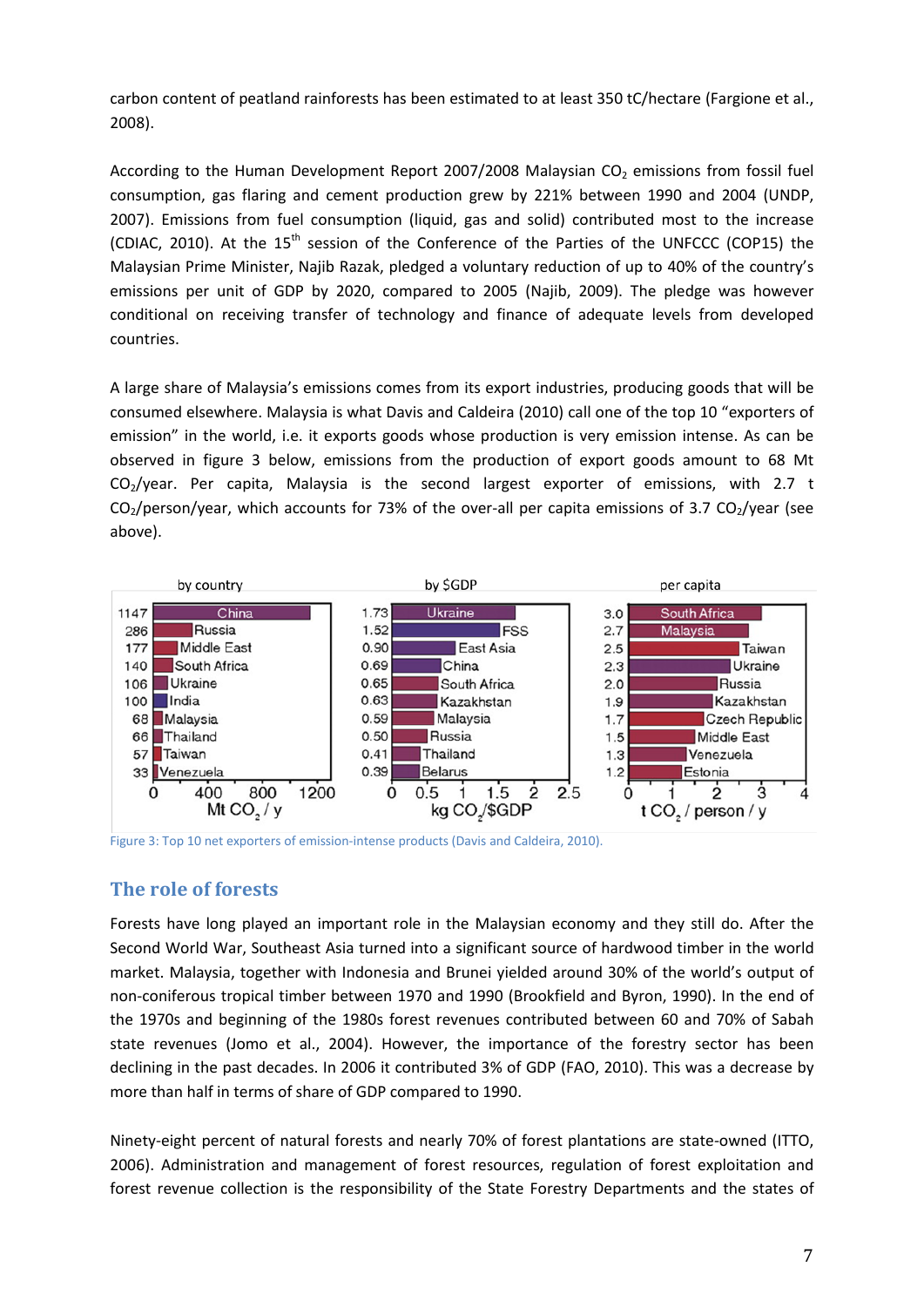carbon content of peatland rainforests has been estimated to at least 350 tC/hectare (Fargione et al., 2008).

According to the Human Development Report 2007/2008 Malaysian $CO_2$ emissions from fossil fuel consumption, gas flaring and cement production grew by 221% between 1990 and 2004 (UNDP, 2007). Emissions from fuel consumption (liquid, gas and solid) contributed most to the increase (CDIAC, 2010). At the 15[th] session of the Conference of the Parties of the UNFCCC (COP15) the Malaysian Prime Minister, Najib Razak, pledged a voluntary reduction of up to 40% of the country's emissions per unit of GDP by 2020, compared to 2005 (Najib, 2009). The pledge was however conditional on receiving transfer of technology and finance of adequate levels from developed countries.

A large share of Malaysia's emissions comes from its export industries, producing goods that will be consumed elsewhere. Malaysia is what Davis and Caldeira (2010) call one of the top 10 "exporters of emission" in the world, i.e. it exports goods whose production is very emission intense. As can be observed in figure 3 below, emissions from the production of export goods amount to 68 Mt $CO_2$/year. Per capita, Malaysia is the second largest exporter of emissions, with 2.7 t $CO_2$/person/year, which accounts for 73% of the over-all per capita emissions of 3.7 $CO_2$/year (see above).

| by country | Mt $CO_2$ / y | by \$GDP | kg $CO_2$/\$GDP | per capita | t $CO_2$ / person / y |
|---|---|---|---|---|---|
| China | 1147 | Ukraine | 1.73 | South Africa | 3.0 |
| Russia | 286 | FSS | 1.52 | Malaysia | 2.7 |
| Middle East | 177 | East Asia | 0.90 | Taiwan | 2.5 |
| South Africa | 140 | China | 0.69 | Ukraine | 2.3 |
| Ukraine | 106 | South Africa | 0.65 | Russia | 2.0 |
| India | 100 | Kazakhstan | 0.63 | Kazakhstan | 1.9 |
| Malaysia | 68 | Malaysia | 0.59 | Czech Republic | 1.7 |
| Thailand | 66 | Russia | 0.50 | Middle East | 1.5 |
| Taiwan | 57 | Thailand | 0.41 | Venezuela | 1.3 |
| Venezuela | 33 | Belarus | 0.39 | Estonia | 1.2 |

Figure 3: Top 10 net exporters of emission-intense products (Davis and Caldeira, 2010).

## The role of forests

Forests have long played an important role in the Malaysian economy and they still do. After the Second World War, Southeast Asia turned into a significant source of hardwood timber in the world market. Malaysia, together with Indonesia and Brunei yielded around 30% of the world's output of non-coniferous tropical timber between 1970 and 1990 (Brookfield and Byron, 1990). In the end of the 1970s and beginning of the 1980s forest revenues contributed between 60 and 70% of Sabah state revenues (Jomo et al., 2004). However, the importance of the forestry sector has been declining in the past decades. In 2006 it contributed 3% of GDP (FAO, 2010). This was a decrease by more than half in terms of share of GDP compared to 1990.

Ninety-eight percent of natural forests and nearly 70% of forest plantations are state-owned (ITTO, 2006). Administration and management of forest resources, regulation of forest exploitation and forest revenue collection is the responsibility of the State Forestry Departments and the states of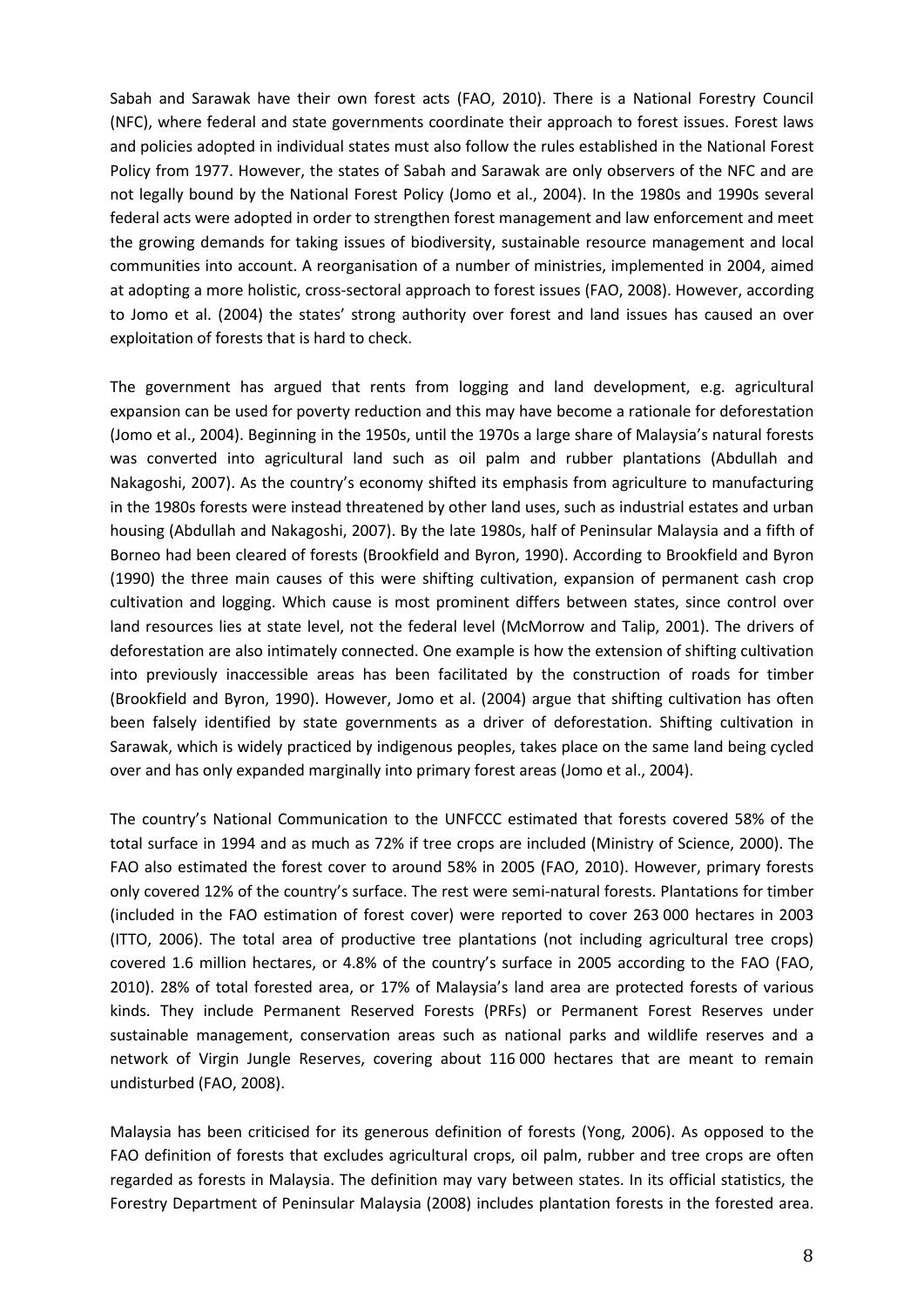Sabah and Sarawak have their own forest acts (FAO, 2010). There is a National Forestry Council (NFC), where federal and state governments coordinate their approach to forest issues. Forest laws and policies adopted in individual states must also follow the rules established in the National Forest Policy from 1977. However, the states of Sabah and Sarawak are only observers of the NFC and are not legally bound by the National Forest Policy (Jomo et al., 2004). In the 1980s and 1990s several federal acts were adopted in order to strengthen forest management and law enforcement and meet the growing demands for taking issues of biodiversity, sustainable resource management and local communities into account. A reorganisation of a number of ministries, implemented in 2004, aimed at adopting a more holistic, cross-sectoral approach to forest issues (FAO, 2008). However, according to Jomo et al. (2004) the states' strong authority over forest and land issues has caused an over exploitation of forests that is hard to check.

The government has argued that rents from logging and land development, e.g. agricultural expansion can be used for poverty reduction and this may have become a rationale for deforestation (Jomo et al., 2004). Beginning in the 1950s, until the 1970s a large share of Malaysia's natural forests was converted into agricultural land such as oil palm and rubber plantations (Abdullah and Nakagoshi, 2007). As the country's economy shifted its emphasis from agriculture to manufacturing in the 1980s forests were instead threatened by other land uses, such as industrial estates and urban housing (Abdullah and Nakagoshi, 2007). By the late 1980s, half of Peninsular Malaysia and a fifth of Borneo had been cleared of forests (Brookfield and Byron, 1990). According to Brookfield and Byron (1990) the three main causes of this were shifting cultivation, expansion of permanent cash crop cultivation and logging. Which cause is most prominent differs between states, since control over land resources lies at state level, not the federal level (McMorrow and Talip, 2001). The drivers of deforestation are also intimately connected. One example is how the extension of shifting cultivation into previously inaccessible areas has been facilitated by the construction of roads for timber (Brookfield and Byron, 1990). However, Jomo et al. (2004) argue that shifting cultivation has often been falsely identified by state governments as a driver of deforestation. Shifting cultivation in Sarawak, which is widely practiced by indigenous peoples, takes place on the same land being cycled over and has only expanded marginally into primary forest areas (Jomo et al., 2004).

The country's National Communication to the UNFCCC estimated that forests covered 58% of the total surface in 1994 and as much as 72% if tree crops are included (Ministry of Science, 2000). The FAO also estimated the forest cover to around 58% in 2005 (FAO, 2010). However, primary forests only covered 12% of the country's surface. The rest were semi-natural forests. Plantations for timber (included in the FAO estimation of forest cover) were reported to cover 263 000 hectares in 2003 (ITTO, 2006). The total area of productive tree plantations (not including agricultural tree crops) covered 1.6 million hectares, or 4.8% of the country's surface in 2005 according to the FAO (FAO, 2010). 28% of total forested area, or 17% of Malaysia's land area are protected forests of various kinds. They include Permanent Reserved Forests (PRFs) or Permanent Forest Reserves under sustainable management, conservation areas such as national parks and wildlife reserves and a network of Virgin Jungle Reserves, covering about 116 000 hectares that are meant to remain undisturbed (FAO, 2008).

Malaysia has been criticised for its generous definition of forests (Yong, 2006). As opposed to the FAO definition of forests that excludes agricultural crops, oil palm, rubber and tree crops are often regarded as forests in Malaysia. The definition may vary between states. In its official statistics, the Forestry Department of Peninsular Malaysia (2008) includes plantation forests in the forested area.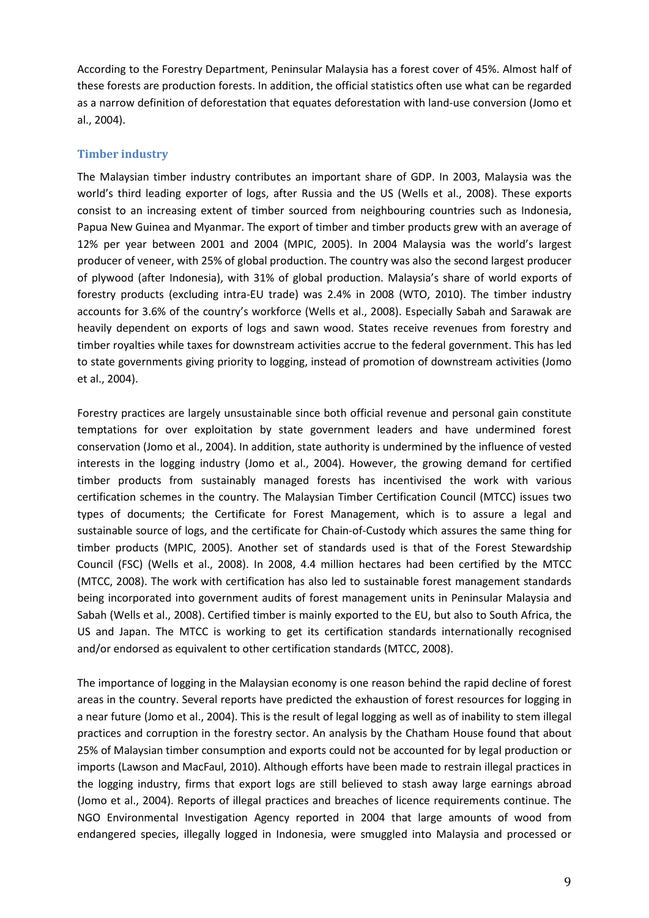According to the Forestry Department, Peninsular Malaysia has a forest cover of 45%. Almost half of these forests are production forests. In addition, the official statistics often use what can be regarded as a narrow definition of deforestation that equates deforestation with land-use conversion (Jomo et al., 2004).

### Timber industry

The Malaysian timber industry contributes an important share of GDP. In 2003, Malaysia was the world's third leading exporter of logs, after Russia and the US (Wells et al., 2008). These exports consist to an increasing extent of timber sourced from neighbouring countries such as Indonesia, Papua New Guinea and Myanmar. The export of timber and timber products grew with an average of 12% per year between 2001 and 2004 (MPIC, 2005). In 2004 Malaysia was the world's largest producer of veneer, with 25% of global production. The country was also the second largest producer of plywood (after Indonesia), with 31% of global production. Malaysia's share of world exports of forestry products (excluding intra-EU trade) was 2.4% in 2008 (WTO, 2010). The timber industry accounts for 3.6% of the country's workforce (Wells et al., 2008). Especially Sabah and Sarawak are heavily dependent on exports of logs and sawn wood. States receive revenues from forestry and timber royalties while taxes for downstream activities accrue to the federal government. This has led to state governments giving priority to logging, instead of promotion of downstream activities (Jomo et al., 2004).

Forestry practices are largely unsustainable since both official revenue and personal gain constitute temptations for over exploitation by state government leaders and have undermined forest conservation (Jomo et al., 2004). In addition, state authority is undermined by the influence of vested interests in the logging industry (Jomo et al., 2004). However, the growing demand for certified timber products from sustainably managed forests has incentivised the work with various certification schemes in the country. The Malaysian Timber Certification Council (MTCC) issues two types of documents; the Certificate for Forest Management, which is to assure a legal and sustainable source of logs, and the certificate for Chain-of-Custody which assures the same thing for timber products (MPIC, 2005). Another set of standards used is that of the Forest Stewardship Council (FSC) (Wells et al., 2008). In 2008, 4.4 million hectares had been certified by the MTCC (MTCC, 2008). The work with certification has also led to sustainable forest management standards being incorporated into government audits of forest management units in Peninsular Malaysia and Sabah (Wells et al., 2008). Certified timber is mainly exported to the EU, but also to South Africa, the US and Japan. The MTCC is working to get its certification standards internationally recognised and/or endorsed as equivalent to other certification standards (MTCC, 2008).

The importance of logging in the Malaysian economy is one reason behind the rapid decline of forest areas in the country. Several reports have predicted the exhaustion of forest resources for logging in a near future (Jomo et al., 2004). This is the result of legal logging as well as of inability to stem illegal practices and corruption in the forestry sector. An analysis by the Chatham House found that about 25% of Malaysian timber consumption and exports could not be accounted for by legal production or imports (Lawson and MacFaul, 2010). Although efforts have been made to restrain illegal practices in the logging industry, firms that export logs are still believed to stash away large earnings abroad (Jomo et al., 2004). Reports of illegal practices and breaches of licence requirements continue. The NGO Environmental Investigation Agency reported in 2004 that large amounts of wood from endangered species, illegally logged in Indonesia, were smuggled into Malaysia and processed or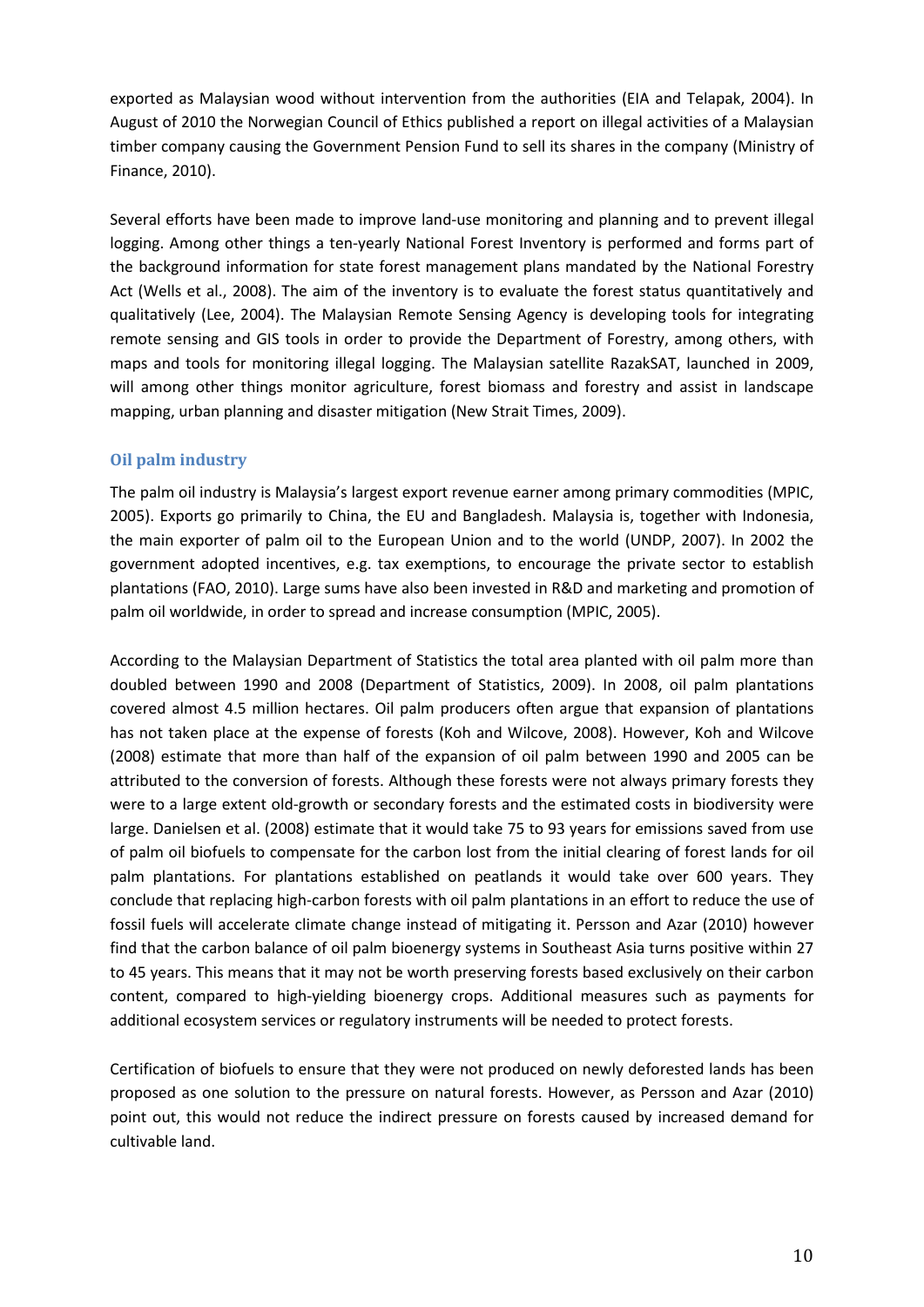exported as Malaysian wood without intervention from the authorities (EIA and Telapak, 2004). In August of 2010 the Norwegian Council of Ethics published a report on illegal activities of a Malaysian timber company causing the Government Pension Fund to sell its shares in the company (Ministry of Finance, 2010).

Several efforts have been made to improve land-use monitoring and planning and to prevent illegal logging. Among other things a ten-yearly National Forest Inventory is performed and forms part of the background information for state forest management plans mandated by the National Forestry Act (Wells et al., 2008). The aim of the inventory is to evaluate the forest status quantitatively and qualitatively (Lee, 2004). The Malaysian Remote Sensing Agency is developing tools for integrating remote sensing and GIS tools in order to provide the Department of Forestry, among others, with maps and tools for monitoring illegal logging. The Malaysian satellite RazakSAT, launched in 2009, will among other things monitor agriculture, forest biomass and forestry and assist in landscape mapping, urban planning and disaster mitigation (New Strait Times, 2009).

## Oil palm industry

The palm oil industry is Malaysia's largest export revenue earner among primary commodities (MPIC, 2005). Exports go primarily to China, the EU and Bangladesh. Malaysia is, together with Indonesia, the main exporter of palm oil to the European Union and to the world (UNDP, 2007). In 2002 the government adopted incentives, e.g. tax exemptions, to encourage the private sector to establish plantations (FAO, 2010). Large sums have also been invested in R&D and marketing and promotion of palm oil worldwide, in order to spread and increase consumption (MPIC, 2005).

According to the Malaysian Department of Statistics the total area planted with oil palm more than doubled between 1990 and 2008 (Department of Statistics, 2009). In 2008, oil palm plantations covered almost 4.5 million hectares. Oil palm producers often argue that expansion of plantations has not taken place at the expense of forests (Koh and Wilcove, 2008). However, Koh and Wilcove (2008) estimate that more than half of the expansion of oil palm between 1990 and 2005 can be attributed to the conversion of forests. Although these forests were not always primary forests they were to a large extent old-growth or secondary forests and the estimated costs in biodiversity were large. Danielsen et al. (2008) estimate that it would take 75 to 93 years for emissions saved from use of palm oil biofuels to compensate for the carbon lost from the initial clearing of forest lands for oil palm plantations. For plantations established on peatlands it would take over 600 years. They conclude that replacing high-carbon forests with oil palm plantations in an effort to reduce the use of fossil fuels will accelerate climate change instead of mitigating it. Persson and Azar (2010) however find that the carbon balance of oil palm bioenergy systems in Southeast Asia turns positive within 27 to 45 years. This means that it may not be worth preserving forests based exclusively on their carbon content, compared to high-yielding bioenergy crops. Additional measures such as payments for additional ecosystem services or regulatory instruments will be needed to protect forests.

Certification of biofuels to ensure that they were not produced on newly deforested lands has been proposed as one solution to the pressure on natural forests. However, as Persson and Azar (2010) point out, this would not reduce the indirect pressure on forests caused by increased demand for cultivable land.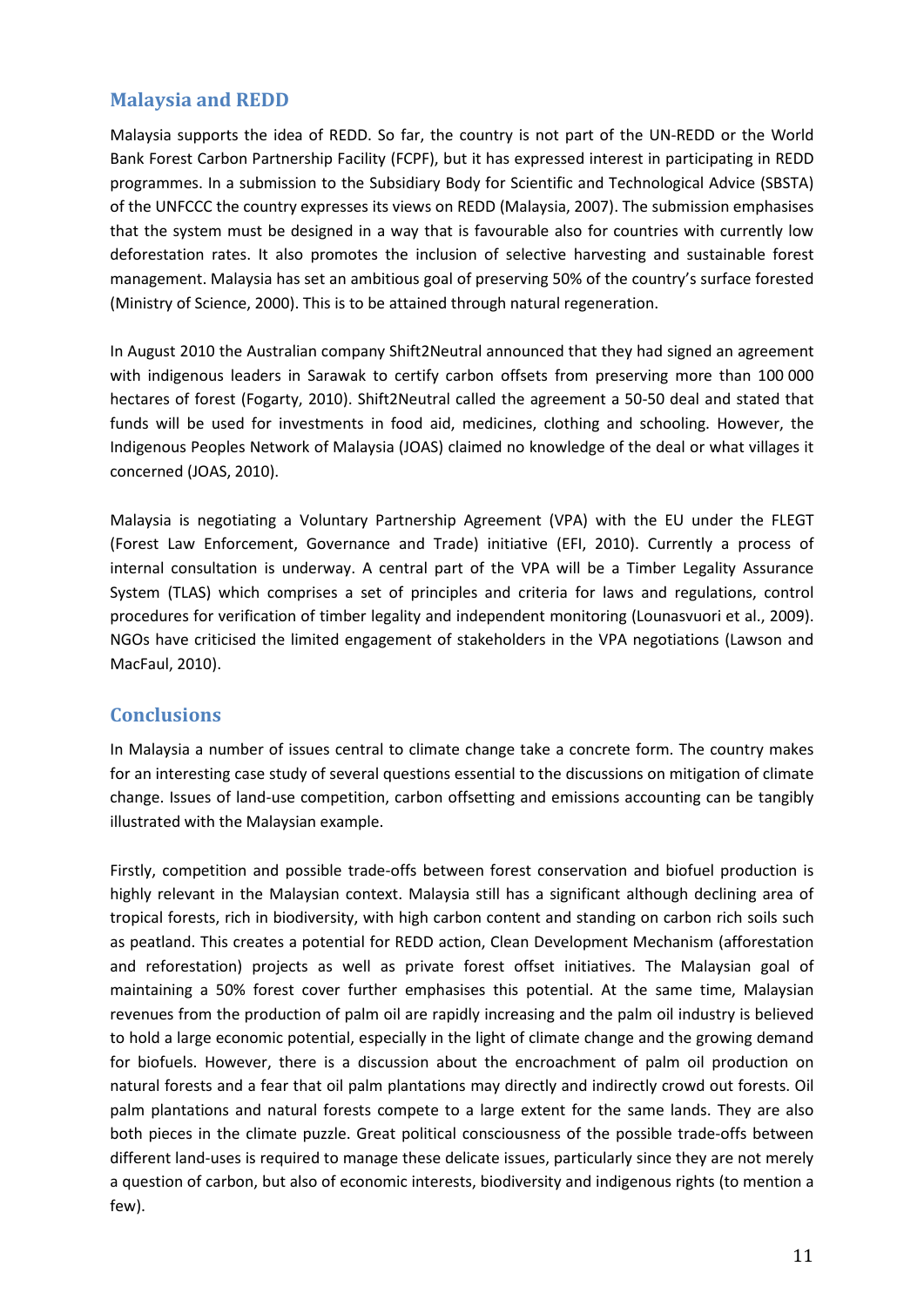## Malaysia and REDD

Malaysia supports the idea of REDD. So far, the country is not part of the UN-REDD or the World Bank Forest Carbon Partnership Facility (FCPF), but it has expressed interest in participating in REDD programmes. In a submission to the Subsidiary Body for Scientific and Technological Advice (SBSTA) of the UNFCCC the country expresses its views on REDD (Malaysia, 2007). The submission emphasises that the system must be designed in a way that is favourable also for countries with currently low deforestation rates. It also promotes the inclusion of selective harvesting and sustainable forest management. Malaysia has set an ambitious goal of preserving 50% of the country's surface forested (Ministry of Science, 2000). This is to be attained through natural regeneration.

In August 2010 the Australian company Shift2Neutral announced that they had signed an agreement with indigenous leaders in Sarawak to certify carbon offsets from preserving more than 100 000 hectares of forest (Fogarty, 2010). Shift2Neutral called the agreement a 50-50 deal and stated that funds will be used for investments in food aid, medicines, clothing and schooling. However, the Indigenous Peoples Network of Malaysia (JOAS) claimed no knowledge of the deal or what villages it concerned (JOAS, 2010).

Malaysia is negotiating a Voluntary Partnership Agreement (VPA) with the EU under the FLEGT (Forest Law Enforcement, Governance and Trade) initiative (EFI, 2010). Currently a process of internal consultation is underway. A central part of the VPA will be a Timber Legality Assurance System (TLAS) which comprises a set of principles and criteria for laws and regulations, control procedures for verification of timber legality and independent monitoring (Lounasvuori et al., 2009). NGOs have criticised the limited engagement of stakeholders in the VPA negotiations (Lawson and MacFaul, 2010).

## Conclusions

In Malaysia a number of issues central to climate change take a concrete form. The country makes for an interesting case study of several questions essential to the discussions on mitigation of climate change. Issues of land-use competition, carbon offsetting and emissions accounting can be tangibly illustrated with the Malaysian example.

Firstly, competition and possible trade-offs between forest conservation and biofuel production is highly relevant in the Malaysian context. Malaysia still has a significant although declining area of tropical forests, rich in biodiversity, with high carbon content and standing on carbon rich soils such as peatland. This creates a potential for REDD action, Clean Development Mechanism (afforestation and reforestation) projects as well as private forest offset initiatives. The Malaysian goal of maintaining a 50% forest cover further emphasises this potential. At the same time, Malaysian revenues from the production of palm oil are rapidly increasing and the palm oil industry is believed to hold a large economic potential, especially in the light of climate change and the growing demand for biofuels. However, there is a discussion about the encroachment of palm oil production on natural forests and a fear that oil palm plantations may directly and indirectly crowd out forests. Oil palm plantations and natural forests compete to a large extent for the same lands. They are also both pieces in the climate puzzle. Great political consciousness of the possible trade-offs between different land-uses is required to manage these delicate issues, particularly since they are not merely a question of carbon, but also of economic interests, biodiversity and indigenous rights (to mention a few).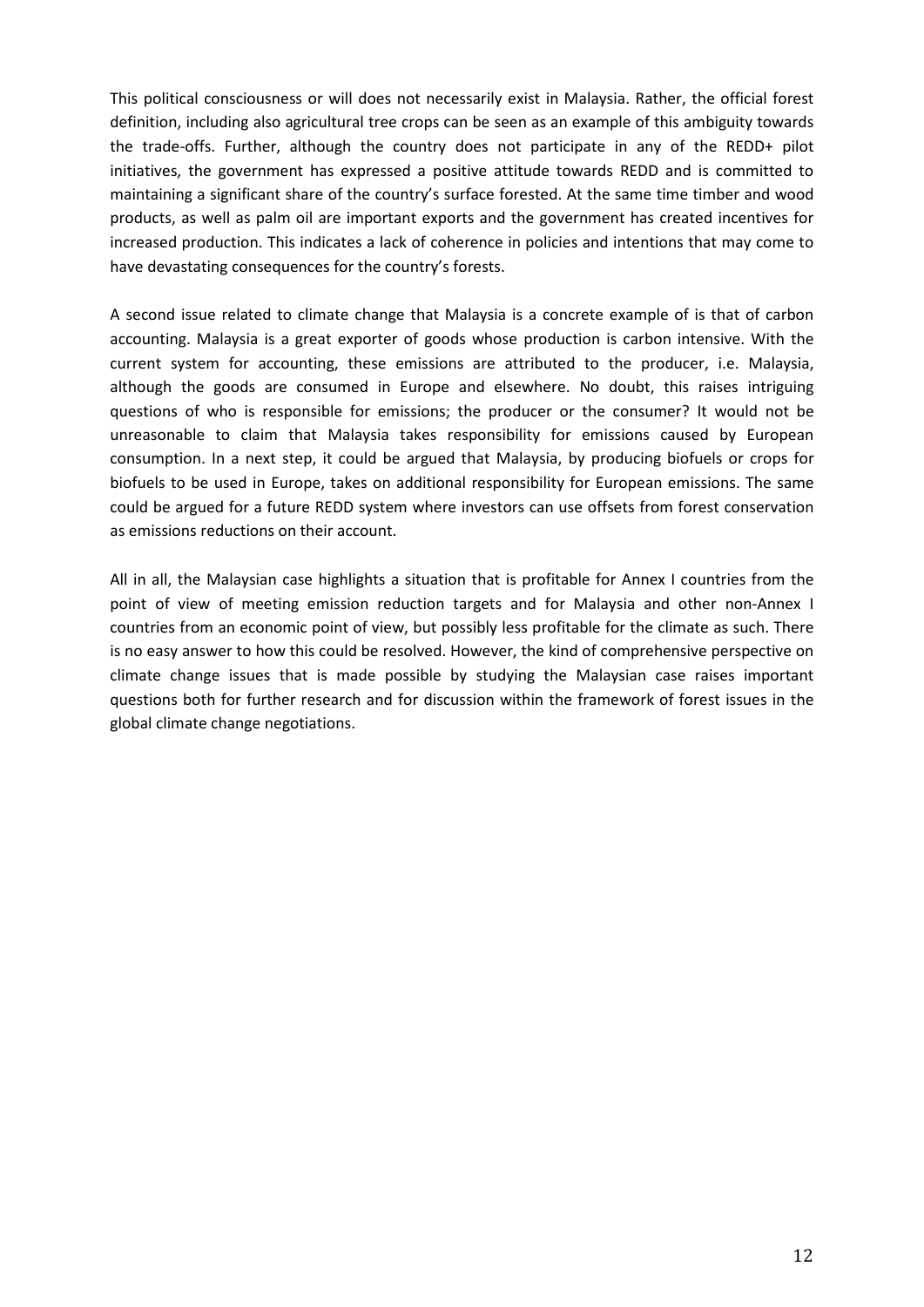This political consciousness or will does not necessarily exist in Malaysia. Rather, the official forest definition, including also agricultural tree crops can be seen as an example of this ambiguity towards the trade-offs. Further, although the country does not participate in any of the REDD+ pilot initiatives, the government has expressed a positive attitude towards REDD and is committed to maintaining a significant share of the country's surface forested. At the same time timber and wood products, as well as palm oil are important exports and the government has created incentives for increased production. This indicates a lack of coherence in policies and intentions that may come to have devastating consequences for the country's forests.

A second issue related to climate change that Malaysia is a concrete example of is that of carbon accounting. Malaysia is a great exporter of goods whose production is carbon intensive. With the current system for accounting, these emissions are attributed to the producer, i.e. Malaysia, although the goods are consumed in Europe and elsewhere. No doubt, this raises intriguing questions of who is responsible for emissions; the producer or the consumer? It would not be unreasonable to claim that Malaysia takes responsibility for emissions caused by European consumption. In a next step, it could be argued that Malaysia, by producing biofuels or crops for biofuels to be used in Europe, takes on additional responsibility for European emissions. The same could be argued for a future REDD system where investors can use offsets from forest conservation as emissions reductions on their account.

All in all, the Malaysian case highlights a situation that is profitable for Annex I countries from the point of view of meeting emission reduction targets and for Malaysia and other non-Annex I countries from an economic point of view, but possibly less profitable for the climate as such. There is no easy answer to how this could be resolved. However, the kind of comprehensive perspective on climate change issues that is made possible by studying the Malaysian case raises important questions both for further research and for discussion within the framework of forest issues in the global climate change negotiations.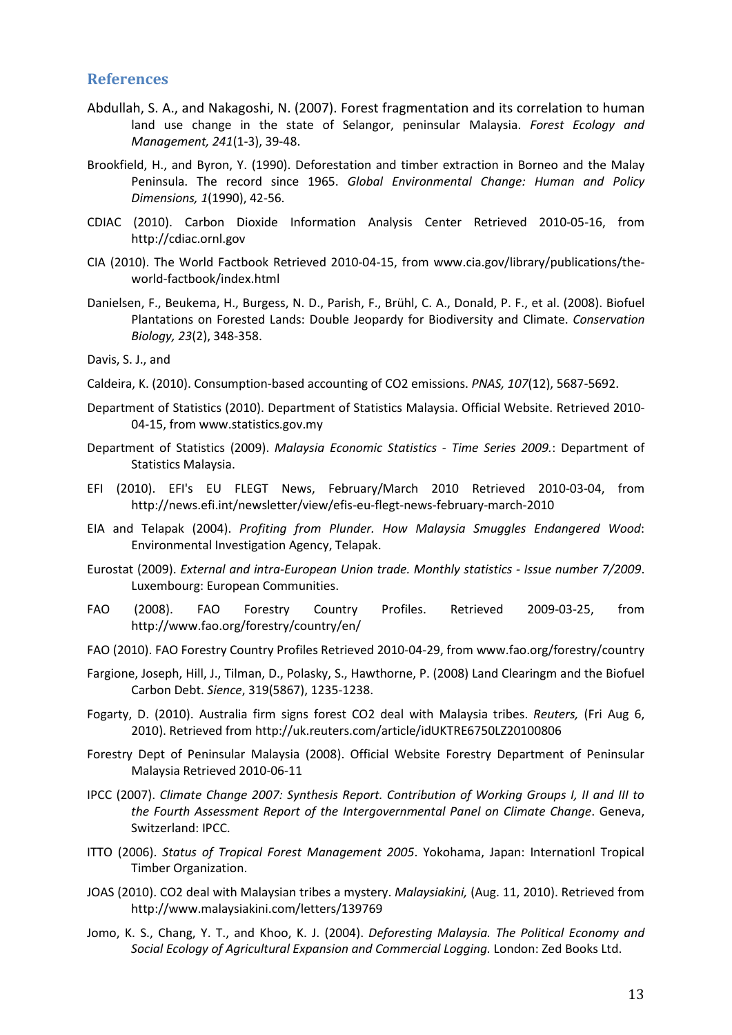## References

Abdullah, S. A., and Nakagoshi, N. (2007). Forest fragmentation and its correlation to human land use change in the state of Selangor, peninsular Malaysia. *Forest Ecology and Management, 241*(1-3), 39-48.

Brookfield, H., and Byron, Y. (1990). Deforestation and timber extraction in Borneo and the Malay Peninsula. The record since 1965. *Global Environmental Change: Human and Policy Dimensions, 1*(1990), 42-56.

CDIAC (2010). Carbon Dioxide Information Analysis Center Retrieved 2010-05-16, from http://cdiac.ornl.gov

CIA (2010). The World Factbook Retrieved 2010-04-15, from www.cia.gov/library/publications/the-world-factbook/index.html

Danielsen, F., Beukema, H., Burgess, N. D., Parish, F., Brühl, C. A., Donald, P. F., et al. (2008). Biofuel Plantations on Forested Lands: Double Jeopardy for Biodiversity and Climate. *Conservation Biology, 23*(2), 348-358.

Davis, S. J., and

Caldeira, K. (2010). Consumption-based accounting of CO2 emissions. *PNAS, 107*(12), 5687-5692.

Department of Statistics (2010). Department of Statistics Malaysia. Official Website. Retrieved 2010-04-15, from www.statistics.gov.my

Department of Statistics (2009). *Malaysia Economic Statistics - Time Series 2009.*: Department of Statistics Malaysia.

EFI (2010). EFI's EU FLEGT News, February/March 2010 Retrieved 2010-03-04, from http://news.efi.int/newsletter/view/efis-eu-flegt-news-february-march-2010

EIA and Telapak (2004). *Profiting from Plunder. How Malaysia Smuggles Endangered Wood*: Environmental Investigation Agency, Telapak.

Eurostat (2009). *External and intra-European Union trade. Monthly statistics - Issue number 7/2009*. Luxembourg: European Communities.

FAO (2008). FAO Forestry Country Profiles. Retrieved 2009-03-25, from http://www.fao.org/forestry/country/en/

FAO (2010). FAO Forestry Country Profiles Retrieved 2010-04-29, from www.fao.org/forestry/country

Fargione, Joseph, Hill, J., Tilman, D., Polasky, S., Hawthorne, P. (2008) Land Clearingm and the Biofuel Carbon Debt. *Sience*, 319(5867), 1235-1238.

Fogarty, D. (2010). Australia firm signs forest CO2 deal with Malaysia tribes. *Reuters,* (Fri Aug 6, 2010). Retrieved from http://uk.reuters.com/article/idUKTRE6750LZ20100806

Forestry Dept of Peninsular Malaysia (2008). Official Website Forestry Department of Peninsular Malaysia Retrieved 2010-06-11

IPCC (2007). *Climate Change 2007: Synthesis Report. Contribution of Working Groups I, II and III to the Fourth Assessment Report of the Intergovernmental Panel on Climate Change*. Geneva, Switzerland: IPCC.

ITTO (2006). *Status of Tropical Forest Management 2005*. Yokohama, Japan: Internationl Tropical Timber Organization.

JOAS (2010). CO2 deal with Malaysian tribes a mystery. *Malaysiakini,* (Aug. 11, 2010). Retrieved from http://www.malaysiakini.com/letters/139769

Jomo, K. S., Chang, Y. T., and Khoo, K. J. (2004). *Deforesting Malaysia. The Political Economy and Social Ecology of Agricultural Expansion and Commercial Logging.* London: Zed Books Ltd.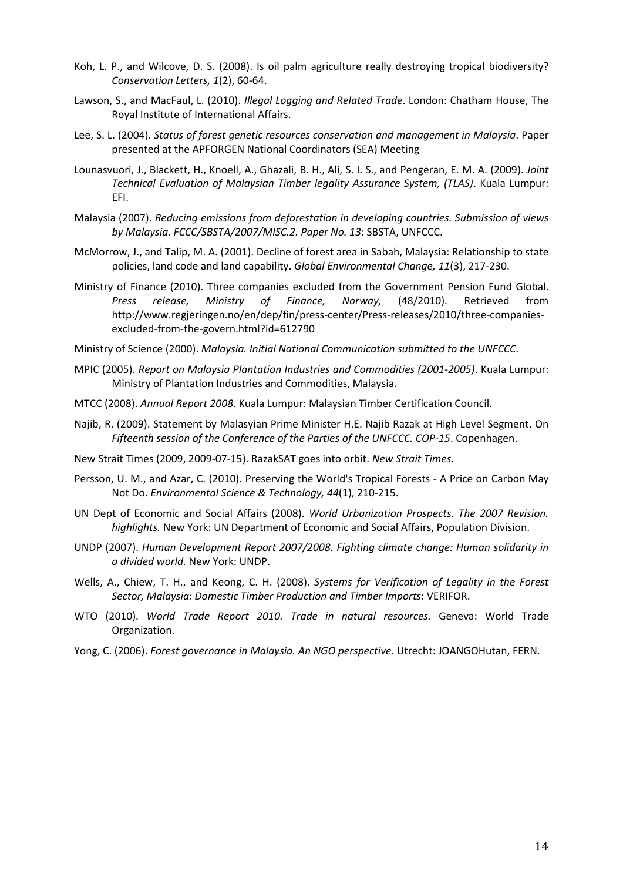Koh, L. P., and Wilcove, D. S. (2008). Is oil palm agriculture really destroying tropical biodiversity? *Conservation Letters, 1*(2), 60-64.

Lawson, S., and MacFaul, L. (2010). *Illegal Logging and Related Trade*. London: Chatham House, The Royal Institute of International Affairs.

Lee, S. L. (2004). *Status of forest genetic resources conservation and management in Malaysia*. Paper presented at the APFORGEN National Coordinators (SEA) Meeting

Lounasvuori, J., Blackett, H., Knoell, A., Ghazali, B. H., Ali, S. I. S., and Pengeran, E. M. A. (2009). *Joint Technical Evaluation of Malaysian Timber legality Assurance System, (TLAS)*. Kuala Lumpur: EFI.

Malaysia (2007). *Reducing emissions from deforestation in developing countries. Submission of views by Malaysia. FCCC/SBSTA/2007/MISC.2. Paper No. 13*: SBSTA, UNFCCC.

McMorrow, J., and Talip, M. A. (2001). Decline of forest area in Sabah, Malaysia: Relationship to state policies, land code and land capability. *Global Environmental Change, 11*(3), 217-230.

Ministry of Finance (2010). Three companies excluded from the Government Pension Fund Global. *Press release, Ministry of Finance, Norway,* (48/2010). Retrieved from http://www.regjeringen.no/en/dep/fin/press-center/Press-releases/2010/three-companies-excluded-from-the-govern.html?id=612790

Ministry of Science (2000). *Malaysia. Initial National Communication submitted to the UNFCCC*.

MPIC (2005). *Report on Malaysia Plantation Industries and Commodities (2001-2005)*. Kuala Lumpur: Ministry of Plantation Industries and Commodities, Malaysia.

MTCC (2008). *Annual Report 2008*. Kuala Lumpur: Malaysian Timber Certification Council.

Najib, R. (2009). Statement by Malasyian Prime Minister H.E. Najib Razak at High Level Segment. On *Fifteenth session of the Conference of the Parties of the UNFCCC. COP-15*. Copenhagen.

New Strait Times (2009, 2009-07-15). RazakSAT goes into orbit. *New Strait Times*.

Persson, U. M., and Azar, C. (2010). Preserving the World's Tropical Forests - A Price on Carbon May Not Do. *Environmental Science & Technology, 44*(1), 210-215.

UN Dept of Economic and Social Affairs (2008). *World Urbanization Prospects. The 2007 Revision. highlights.* New York: UN Department of Economic and Social Affairs, Population Division.

UNDP (2007). *Human Development Report 2007/2008. Fighting climate change: Human solidarity in a divided world.* New York: UNDP.

Wells, A., Chiew, T. H., and Keong, C. H. (2008). *Systems for Verification of Legality in the Forest Sector, Malaysia: Domestic Timber Production and Timber Imports*: VERIFOR.

WTO (2010). *World Trade Report 2010. Trade in natural resources.* Geneva: World Trade Organization.

Yong, C. (2006). *Forest governance in Malaysia. An NGO perspective*. Utrecht: JOANGOHutan, FERN.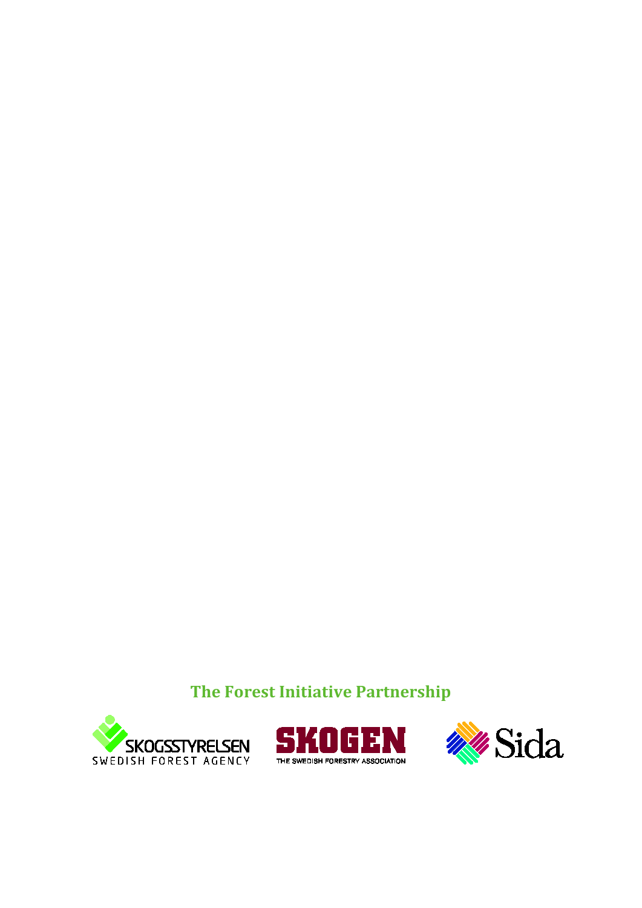**The Forest Initiative Partnership**

SKOGSSTYRELSEN
SWEDISH FOREST AGENCY

SKOGEN
THE SWEDISH FORESTRY ASSOCIATION

Sida